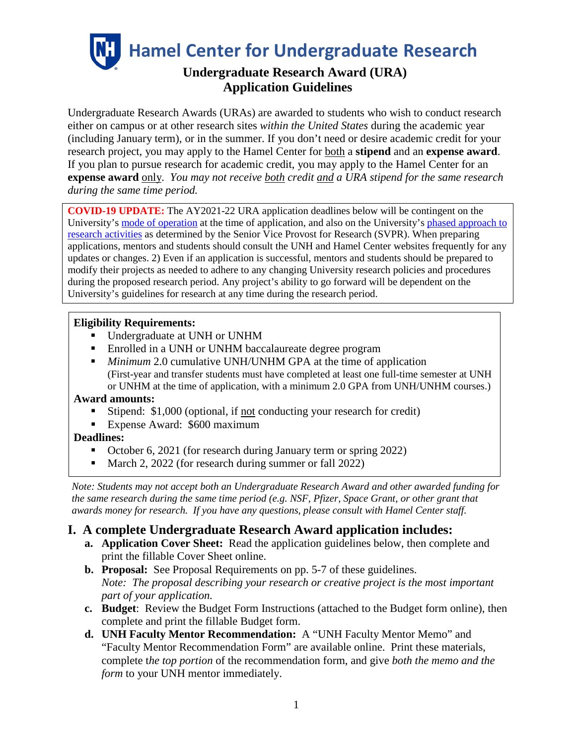# Hamel Center for Undergraduate Research

## Undergraduate Research Award (URA)
## Application Guidelines

Undergraduate Research Awards (URAs) are awarded to students who wish to conduct research either on campus or at other research sites *within the United States* during the academic year (including January term), or in the summer. If you don't need or desire academic credit for your research project, you may apply to the Hamel Center for both a **stipend** and an **expense award**. If you plan to pursue research for academic credit, you may apply to the Hamel Center for an **expense award** only. *You may not receive both credit and a URA stipend for the same research during the same time period.*

**COVID-19 UPDATE:** The AY2021-22 URA application deadlines below will be contingent on the University's mode of operation at the time of application, and also on the University's phased approach to research activities as determined by the Senior Vice Provost for Research (SVPR). When preparing applications, mentors and students should consult the UNH and Hamel Center websites frequently for any updates or changes. 2) Even if an application is successful, mentors and students should be prepared to modify their projects as needed to adhere to any changing University research policies and procedures during the proposed research period. Any project's ability to go forward will be dependent on the University's guidelines for research at any time during the research period.

**Eligibility Requirements:**

- Undergraduate at UNH or UNHM
- Enrolled in a UNH or UNHM baccalaureate degree program
- *Minimum* 2.0 cumulative UNH/UNHM GPA at the time of application (First-year and transfer students must have completed at least one full-time semester at UNH or UNHM at the time of application, with a minimum 2.0 GPA from UNH/UNHM courses.)

**Award amounts:**

- Stipend: $1,000 (optional, if not conducting your research for credit)
- Expense Award: $600 maximum

**Deadlines:**

- October 6, 2021 (for research during January term or spring 2022)
- March 2, 2022 (for research during summer or fall 2022)

*Note: Students may not accept both an Undergraduate Research Award and other awarded funding for the same research during the same time period (e.g. NSF, Pfizer, Space Grant, or other grant that awards money for research. If you have any questions, please consult with Hamel Center staff.*

## I. A complete Undergraduate Research Award application includes:

a. **Application Cover Sheet:** Read the application guidelines below, then complete and print the fillable Cover Sheet online.

b. **Proposal:** See Proposal Requirements on pp. 5-7 of these guidelines. *Note: The proposal describing your research or creative project is the most important part of your application.*

c. **Budget**: Review the Budget Form Instructions (attached to the Budget form online), then complete and print the fillable Budget form.

d. **UNH Faculty Mentor Recommendation:** A "UNH Faculty Mentor Memo" and "Faculty Mentor Recommendation Form" are available online. Print these materials, complete t*he top portion* of the recommendation form, and give *both the memo and the form* to your UNH mentor immediately.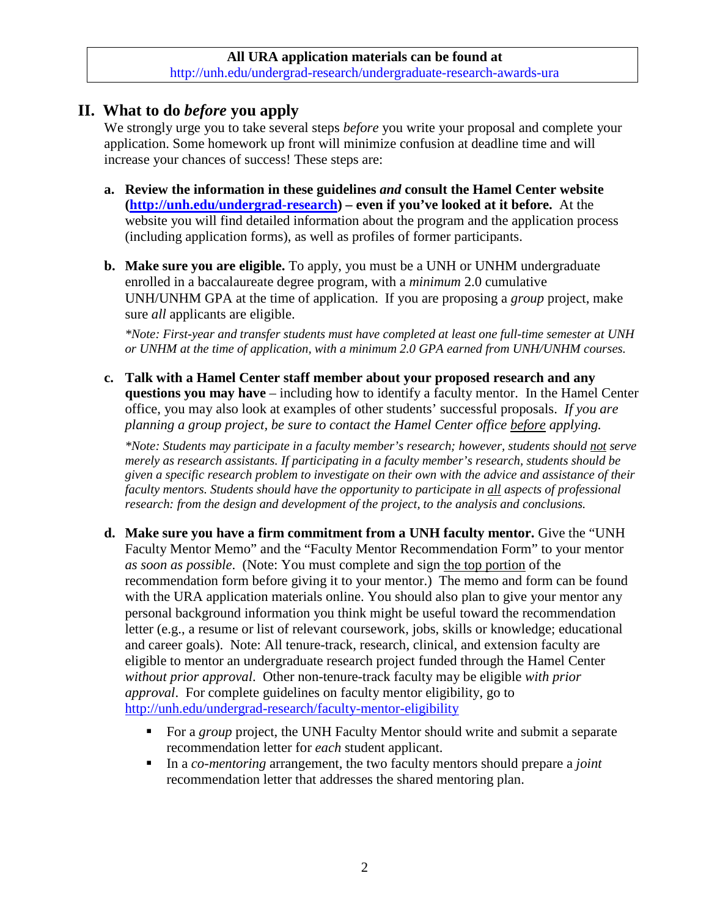**All URA application materials can be found at**
http://unh.edu/undergrad-research/undergraduate-research-awards-ura

## II. What to do *before* you apply

We strongly urge you to take several steps *before* you write your proposal and complete your application. Some homework up front will minimize confusion at deadline time and will increase your chances of success! These steps are:

**a. Review the information in these guidelines *and* consult the Hamel Center website ([http://unh.edu/undergrad-research](http://unh.edu/undergrad-research)) – even if you've looked at it before.** At the website you will find detailed information about the program and the application process (including application forms), as well as profiles of former participants.

**b. Make sure you are eligible.** To apply, you must be a UNH or UNHM undergraduate enrolled in a baccalaureate degree program, with a *minimum* 2.0 cumulative UNH/UNHM GPA at the time of application. If you are proposing a *group* project, make sure *all* applicants are eligible.

*\*Note: First-year and transfer students must have completed at least one full-time semester at UNH or UNHM at the time of application, with a minimum 2.0 GPA earned from UNH/UNHM courses.*

**c. Talk with a Hamel Center staff member about your proposed research and any questions you may have** – including how to identify a faculty mentor. In the Hamel Center office, you may also look at examples of other students' successful proposals. *If you are planning a group project, be sure to contact the Hamel Center office before applying.*

*\*Note: Students may participate in a faculty member's research; however, students should not serve merely as research assistants. If participating in a faculty member's research, students should be given a specific research problem to investigate on their own with the advice and assistance of their faculty mentors. Students should have the opportunity to participate in all aspects of professional research: from the design and development of the project, to the analysis and conclusions.*

**d. Make sure you have a firm commitment from a UNH faculty mentor.** Give the "UNH Faculty Mentor Memo" and the "Faculty Mentor Recommendation Form" to your mentor *as soon as possible*. (Note: You must complete and sign the top portion of the recommendation form before giving it to your mentor.) The memo and form can be found with the URA application materials online. You should also plan to give your mentor any personal background information you think might be useful toward the recommendation letter (e.g., a resume or list of relevant coursework, jobs, skills or knowledge; educational and career goals). Note: All tenure-track, research, clinical, and extension faculty are eligible to mentor an undergraduate research project funded through the Hamel Center *without prior approval*. Other non-tenure-track faculty may be eligible *with prior approval*. For complete guidelines on faculty mentor eligibility, go to [http://unh.edu/undergrad-research/faculty-mentor-eligibility](http://unh.edu/undergrad-research/faculty-mentor-eligibility)

- For a *group* project, the UNH Faculty Mentor should write and submit a separate recommendation letter for *each* student applicant.
- In a *co-mentoring* arrangement, the two faculty mentors should prepare a *joint* recommendation letter that addresses the shared mentoring plan.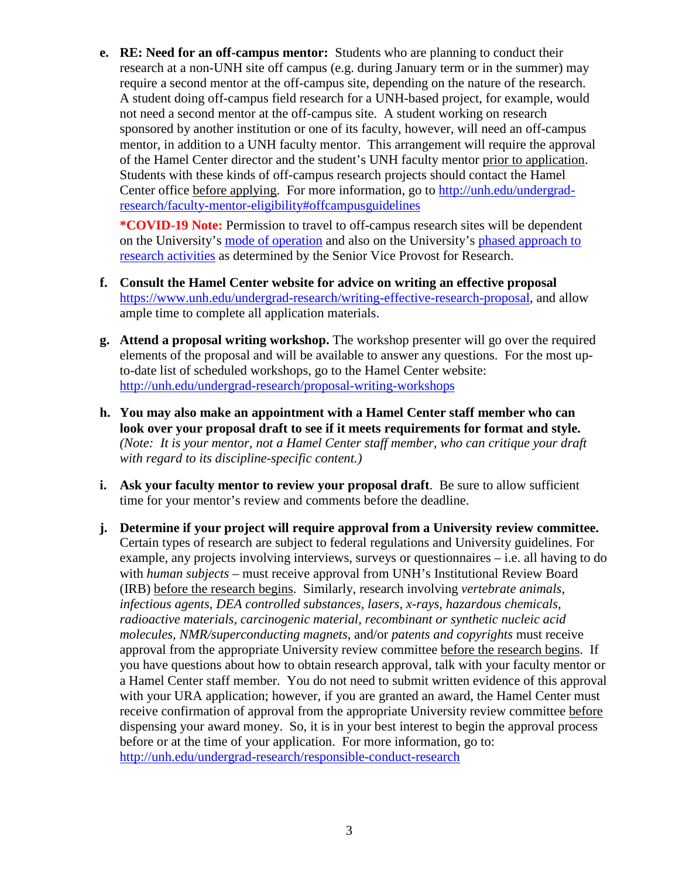e. **RE: Need for an off-campus mentor:** Students who are planning to conduct their research at a non-UNH site off campus (e.g. during January term or in the summer) may require a second mentor at the off-campus site, depending on the nature of the research. A student doing off-campus field research for a UNH-based project, for example, would not need a second mentor at the off-campus site. A student working on research sponsored by another institution or one of its faculty, however, will need an off-campus mentor, in addition to a UNH faculty mentor. This arrangement will require the approval of the Hamel Center director and the student's UNH faculty mentor prior to application. Students with these kinds of off-campus research projects should contact the Hamel Center office before applying. For more information, go to [http://unh.edu/undergrad-research/faculty-mentor-eligibility#offcampusguidelines](http://unh.edu/undergrad-research/faculty-mentor-eligibility#offcampusguidelines)

   ***COVID-19 Note:** Permission to travel to off-campus research sites will be dependent on the University's mode of operation and also on the University's phased approach to research activities as determined by the Senior Vice Provost for Research.

f. **Consult the Hamel Center website for advice on writing an effective proposal** [https://www.unh.edu/undergrad-research/writing-effective-research-proposal](https://www.unh.edu/undergrad-research/writing-effective-research-proposal), and allow ample time to complete all application materials.

g. **Attend a proposal writing workshop.** The workshop presenter will go over the required elements of the proposal and will be available to answer any questions. For the most up-to-date list of scheduled workshops, go to the Hamel Center website: [http://unh.edu/undergrad-research/proposal-writing-workshops](http://unh.edu/undergrad-research/proposal-writing-workshops)

h. **You may also make an appointment with a Hamel Center staff member who can look over your proposal draft to see if it meets requirements for format and style.** *(Note: It is your mentor, not a Hamel Center staff member, who can critique your draft with regard to its discipline-specific content.)*

i. **Ask your faculty mentor to review your proposal draft**. Be sure to allow sufficient time for your mentor's review and comments before the deadline.

j. **Determine if your project will require approval from a University review committee.** Certain types of research are subject to federal regulations and University guidelines. For example, any projects involving interviews, surveys or questionnaires – i.e. all having to do with *human subjects* – must receive approval from UNH's Institutional Review Board (IRB) before the research begins. Similarly, research involving *vertebrate animals, infectious agents, DEA controlled substances, lasers, x-rays, hazardous chemicals, radioactive materials, carcinogenic material, recombinant or synthetic nucleic acid molecules, NMR/superconducting magnets,* and/or *patents and copyrights* must receive approval from the appropriate University review committee before the research begins. If you have questions about how to obtain research approval, talk with your faculty mentor or a Hamel Center staff member. You do not need to submit written evidence of this approval with your URA application; however, if you are granted an award, the Hamel Center must receive confirmation of approval from the appropriate University review committee before dispensing your award money. So, it is in your best interest to begin the approval process before or at the time of your application. For more information, go to: [http://unh.edu/undergrad-research/responsible-conduct-research](http://unh.edu/undergrad-research/responsible-conduct-research)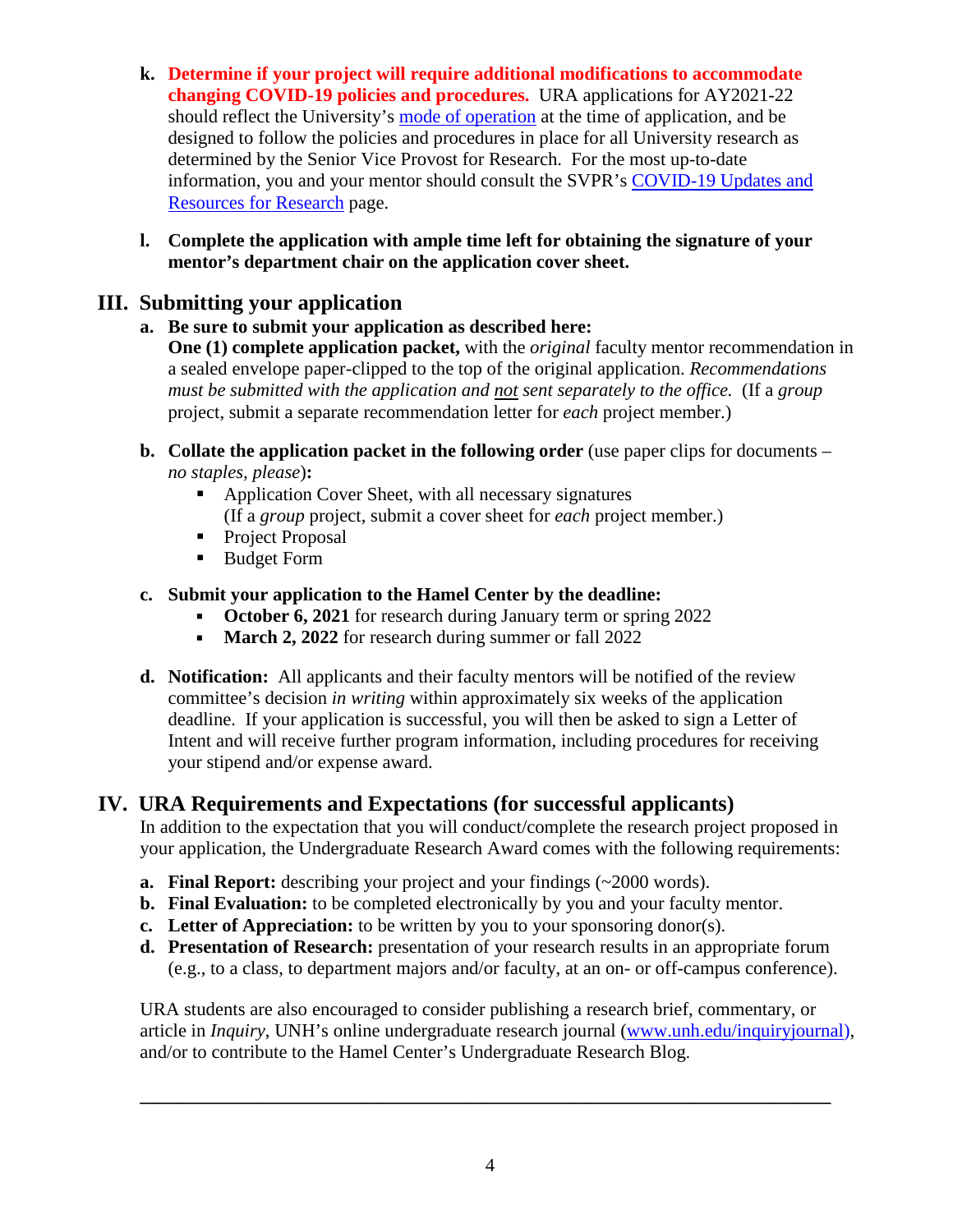k. **Determine if your project will require additional modifications to accommodate changing COVID-19 policies and procedures.** URA applications for AY2021-22 should reflect the University's mode of operation at the time of application, and be designed to follow the policies and procedures in place for all University research as determined by the Senior Vice Provost for Research. For the most up-to-date information, you and your mentor should consult the SVPR's COVID-19 Updates and Resources for Research page.

l. **Complete the application with ample time left for obtaining the signature of your mentor's department chair on the application cover sheet.**

## III. Submitting your application

a. **Be sure to submit your application as described here:**
**One (1) complete application packet,** with the *original* faculty mentor recommendation in a sealed envelope paper-clipped to the top of the original application. *Recommendations must be submitted with the application and not sent separately to the office.* (If a *group* project, submit a separate recommendation letter for *each* project member.)

b. **Collate the application packet in the following order** (use paper clips for documents – *no staples, please*)**:**
   - Application Cover Sheet, with all necessary signatures
     (If a *group* project, submit a cover sheet for *each* project member.)
   - Project Proposal
   - Budget Form

c. **Submit your application to the Hamel Center by the deadline:**
   - **October 6, 2021** for research during January term or spring 2022
   - **March 2, 2022** for research during summer or fall 2022

d. **Notification:** All applicants and their faculty mentors will be notified of the review committee's decision *in writing* within approximately six weeks of the application deadline. If your application is successful, you will then be asked to sign a Letter of Intent and will receive further program information, including procedures for receiving your stipend and/or expense award.

## IV. URA Requirements and Expectations (for successful applicants)

In addition to the expectation that you will conduct/complete the research project proposed in your application, the Undergraduate Research Award comes with the following requirements:

a. **Final Report:** describing your project and your findings (~2000 words).
b. **Final Evaluation:** to be completed electronically by you and your faculty mentor.
c. **Letter of Appreciation:** to be written by you to your sponsoring donor(s).
d. **Presentation of Research:** presentation of your research results in an appropriate forum (e.g., to a class, to department majors and/or faculty, at an on- or off-campus conference).

URA students are also encouraged to consider publishing a research brief, commentary, or article in *Inquiry*, UNH's online undergraduate research journal (www.unh.edu/inquiryjournal), and/or to contribute to the Hamel Center's Undergraduate Research Blog.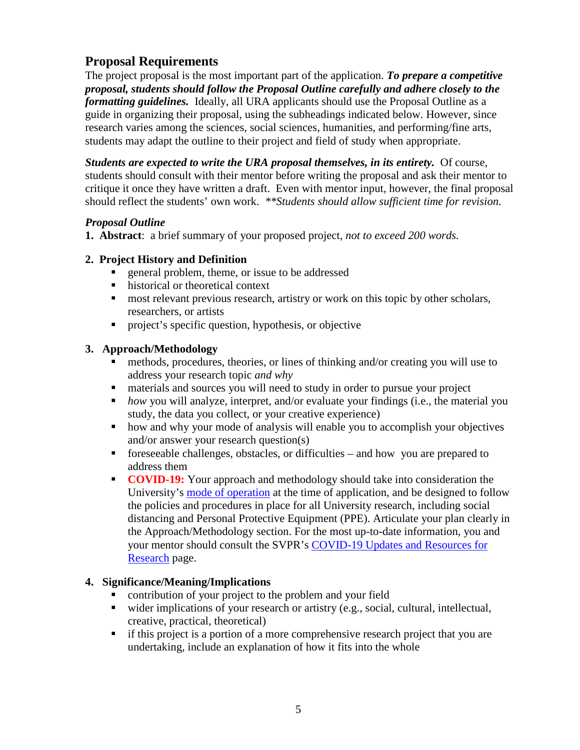## Proposal Requirements

The project proposal is the most important part of the application. ***To prepare a competitive proposal, students should follow the Proposal Outline carefully and adhere closely to the formatting guidelines.*** Ideally, all URA applicants should use the Proposal Outline as a guide in organizing their proposal, using the subheadings indicated below. However, since research varies among the sciences, social sciences, humanities, and performing/fine arts, students may adapt the outline to their project and field of study when appropriate.

***Students are expected to write the URA proposal themselves, in its entirety.*** Of course, students should consult with their mentor before writing the proposal and ask their mentor to critique it once they have written a draft. Even with mentor input, however, the final proposal should reflect the students' own work. *\*\*Students should allow sufficient time for revision.*

***Proposal Outline***

1. **Abstract**: a brief summary of your proposed project, *not to exceed 200 words.*

2. **Project History and Definition**
   - general problem, theme, or issue to be addressed
   - historical or theoretical context
   - most relevant previous research, artistry or work on this topic by other scholars, researchers, or artists
   - project's specific question, hypothesis, or objective

3. **Approach/Methodology**
   - methods, procedures, theories, or lines of thinking and/or creating you will use to address your research topic *and why*
   - materials and sources you will need to study in order to pursue your project
   - *how* you will analyze, interpret, and/or evaluate your findings (i.e., the material you study, the data you collect, or your creative experience)
   - how and why your mode of analysis will enable you to accomplish your objectives and/or answer your research question(s)
   - foreseeable challenges, obstacles, or difficulties – and how you are prepared to address them
   - **COVID-19:** Your approach and methodology should take into consideration the University's mode of operation at the time of application, and be designed to follow the policies and procedures in place for all University research, including social distancing and Personal Protective Equipment (PPE). Articulate your plan clearly in the Approach/Methodology section. For the most up-to-date information, you and your mentor should consult the SVPR's COVID-19 Updates and Resources for Research page.

4. **Significance/Meaning/Implications**
   - contribution of your project to the problem and your field
   - wider implications of your research or artistry (e.g., social, cultural, intellectual, creative, practical, theoretical)
   - if this project is a portion of a more comprehensive research project that you are undertaking, include an explanation of how it fits into the whole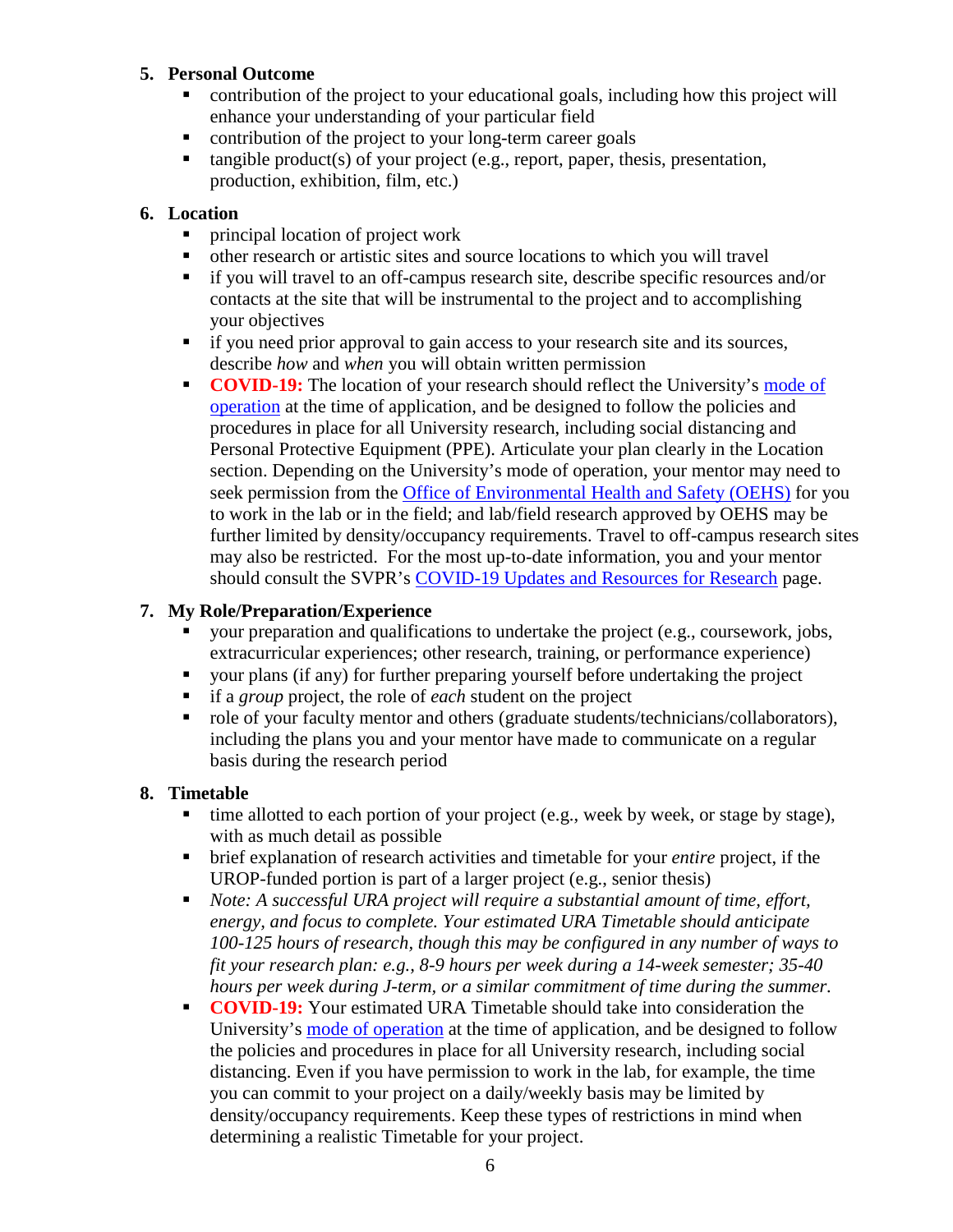**5. Personal Outcome**

- contribution of the project to your educational goals, including how this project will enhance your understanding of your particular field
- contribution of the project to your long-term career goals
- tangible product(s) of your project (e.g., report, paper, thesis, presentation, production, exhibition, film, etc.)

**6. Location**

- principal location of project work
- other research or artistic sites and source locations to which you will travel
- if you will travel to an off-campus research site, describe specific resources and/or contacts at the site that will be instrumental to the project and to accomplishing your objectives
- if you need prior approval to gain access to your research site and its sources, describe *how* and *when* you will obtain written permission
- **COVID-19:** The location of your research should reflect the University's mode of operation at the time of application, and be designed to follow the policies and procedures in place for all University research, including social distancing and Personal Protective Equipment (PPE). Articulate your plan clearly in the Location section. Depending on the University's mode of operation, your mentor may need to seek permission from the Office of Environmental Health and Safety (OEHS) for you to work in the lab or in the field; and lab/field research approved by OEHS may be further limited by density/occupancy requirements. Travel to off-campus research sites may also be restricted. For the most up-to-date information, you and your mentor should consult the SVPR's COVID-19 Updates and Resources for Research page.

**7. My Role/Preparation/Experience**

- your preparation and qualifications to undertake the project (e.g., coursework, jobs, extracurricular experiences; other research, training, or performance experience)
- your plans (if any) for further preparing yourself before undertaking the project
- if a *group* project, the role of *each* student on the project
- role of your faculty mentor and others (graduate students/technicians/collaborators), including the plans you and your mentor have made to communicate on a regular basis during the research period

**8. Timetable**

- time allotted to each portion of your project (e.g., week by week, or stage by stage), with as much detail as possible
- brief explanation of research activities and timetable for your *entire* project, if the UROP-funded portion is part of a larger project (e.g., senior thesis)
- *Note: A successful URA project will require a substantial amount of time, effort, energy, and focus to complete. Your estimated URA Timetable should anticipate 100-125 hours of research, though this may be configured in any number of ways to fit your research plan: e.g., 8-9 hours per week during a 14-week semester; 35-40 hours per week during J-term, or a similar commitment of time during the summer.*
- **COVID-19:** Your estimated URA Timetable should take into consideration the University's mode of operation at the time of application, and be designed to follow the policies and procedures in place for all University research, including social distancing. Even if you have permission to work in the lab, for example, the time you can commit to your project on a daily/weekly basis may be limited by density/occupancy requirements. Keep these types of restrictions in mind when determining a realistic Timetable for your project.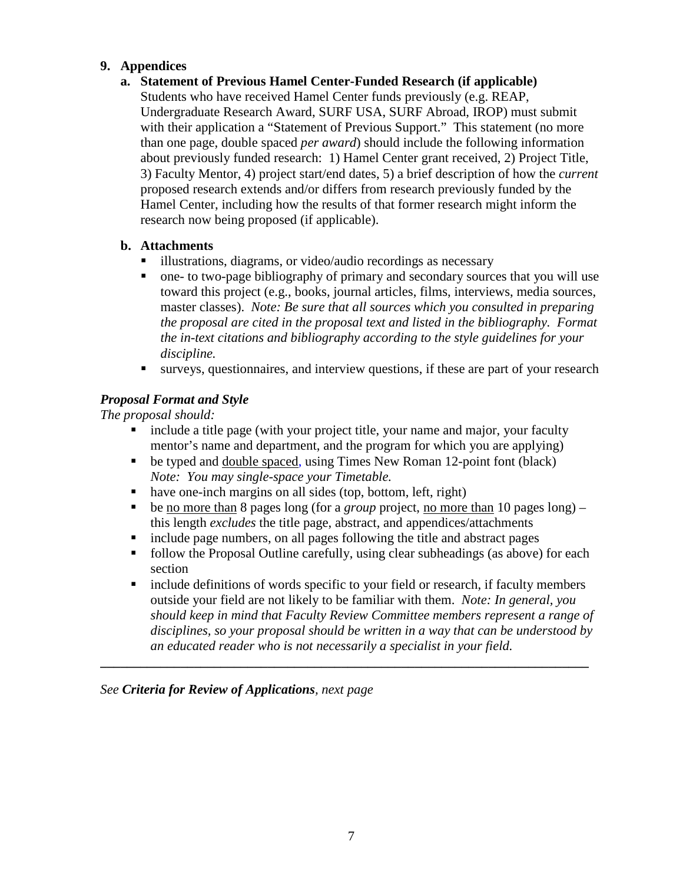**9. Appendices**

**a. Statement of Previous Hamel Center-Funded Research (if applicable)**

Students who have received Hamel Center funds previously (e.g. REAP, Undergraduate Research Award, SURF USA, SURF Abroad, IROP) must submit with their application a "Statement of Previous Support." This statement (no more than one page, double spaced *per award*) should include the following information about previously funded research: 1) Hamel Center grant received, 2) Project Title, 3) Faculty Mentor, 4) project start/end dates, 5) a brief description of how the *current* proposed research extends and/or differs from research previously funded by the Hamel Center, including how the results of that former research might inform the research now being proposed (if applicable).

**b. Attachments**

- illustrations, diagrams, or video/audio recordings as necessary
- one- to two-page bibliography of primary and secondary sources that you will use toward this project (e.g., books, journal articles, films, interviews, media sources, master classes). *Note: Be sure that all sources which you consulted in preparing the proposal are cited in the proposal text and listed in the bibliography. Format the in-text citations and bibliography according to the style guidelines for your discipline.*
- surveys, questionnaires, and interview questions, if these are part of your research

***Proposal Format and Style***

*The proposal should:*

- include a title page (with your project title, your name and major, your faculty mentor's name and department, and the program for which you are applying)
- be typed and <u>double spaced</u>, using Times New Roman 12-point font (black) *Note: You may single-space your Timetable.*
- have one-inch margins on all sides (top, bottom, left, right)
- be <u>no more than</u> 8 pages long (for a *group* project, <u>no more than</u> 10 pages long) – this length *excludes* the title page, abstract, and appendices/attachments
- include page numbers, on all pages following the title and abstract pages
- follow the Proposal Outline carefully, using clear subheadings (as above) for each section
- include definitions of words specific to your field or research, if faculty members outside your field are not likely to be familiar with them. *Note: In general, you should keep in mind that Faculty Review Committee members represent a range of disciplines, so your proposal should be written in a way that can be understood by an educated reader who is not necessarily a specialist in your field.*

---

*See **Criteria for Review of Applications**, next page*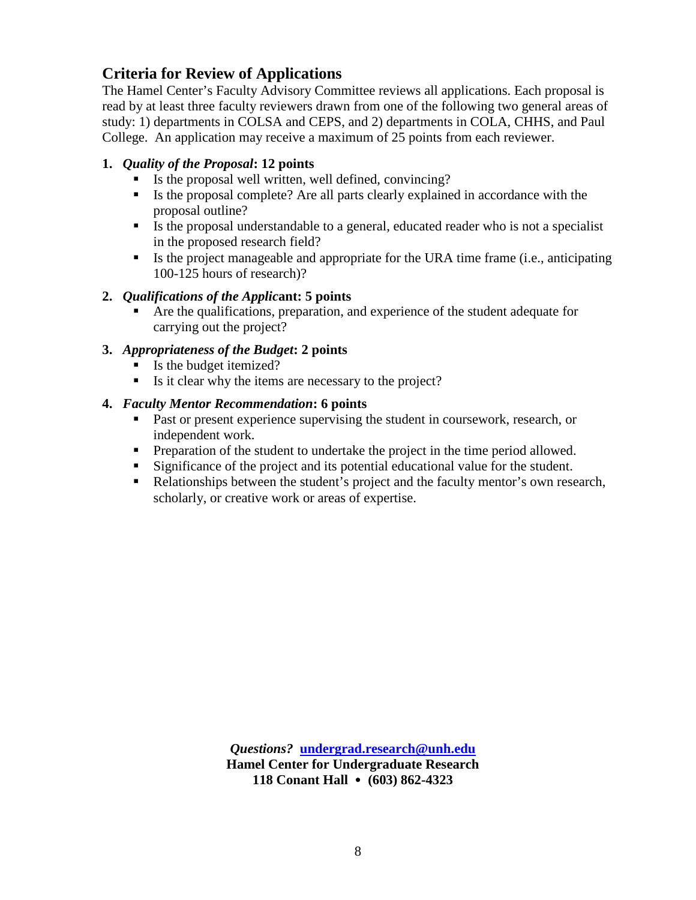## Criteria for Review of Applications

The Hamel Center's Faculty Advisory Committee reviews all applications. Each proposal is read by at least three faculty reviewers drawn from one of the following two general areas of study: 1) departments in COLSA and CEPS, and 2) departments in COLA, CHHS, and Paul College. An application may receive a maximum of 25 points from each reviewer.

1. ***Quality of the Proposal*: 12 points**
   - Is the proposal well written, well defined, convincing?
   - Is the proposal complete? Are all parts clearly explained in accordance with the proposal outline?
   - Is the proposal understandable to a general, educated reader who is not a specialist in the proposed research field?
   - Is the project manageable and appropriate for the URA time frame (i.e., anticipating 100-125 hours of research)?

2. ***Qualifications of the Applic*ant: 5 points**
   - Are the qualifications, preparation, and experience of the student adequate for carrying out the project?

3. ***Appropriateness of the Budget*: 2 points**
   - Is the budget itemized?
   - Is it clear why the items are necessary to the project?

4. ***Faculty Mentor Recommendation*: 6 points**
   - Past or present experience supervising the student in coursework, research, or independent work.
   - Preparation of the student to undertake the project in the time period allowed.
   - Significance of the project and its potential educational value for the student.
   - Relationships between the student's project and the faculty mentor's own research, scholarly, or creative work or areas of expertise.

***Questions?*** **[undergrad.research@unh.edu](mailto:undergrad.research@unh.edu)**
**Hamel Center for Undergraduate Research**
**118 Conant Hall • (603) 862-4323**